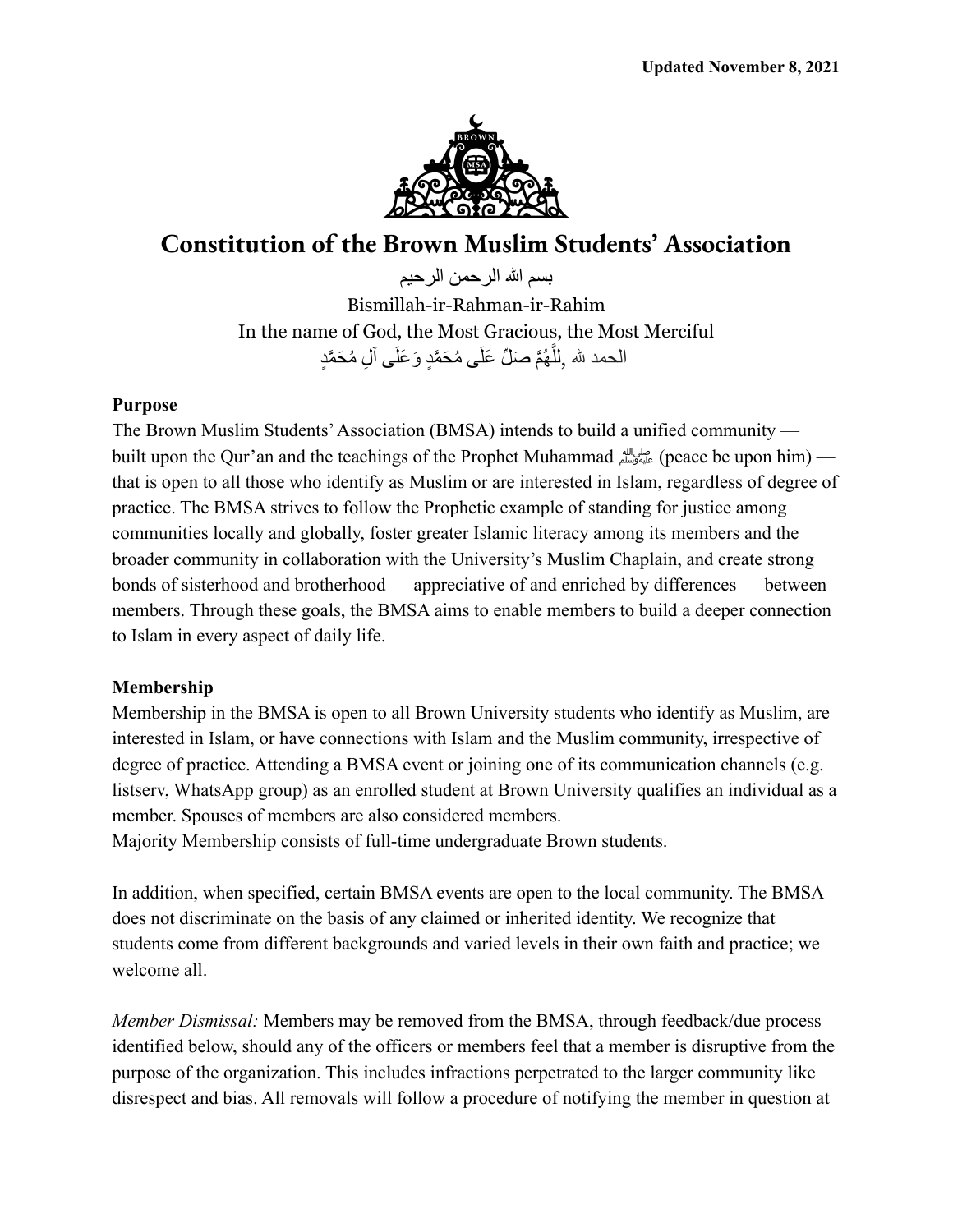**Updated November 8, 2021**

# Constitution of the Brown Muslim Students' Association

بسم الله الرحمن الرحيم

Bismillah-ir-Rahman-ir-Rahim

In the name of God, the Most Gracious, the Most Merciful

الحمد لله ,اللَّهُمَّ صَلِّ عَلَى مُحَمَّدٍ وَعَلَى آلِ مُحَمَّدٍ

**Purpose**

The Brown Muslim Students' Association (BMSA) intends to build a unified community — built upon the Qur'an and the teachings of the Prophet Muhammad ﷺ (peace be upon him) — that is open to all those who identify as Muslim or are interested in Islam, regardless of degree of practice. The BMSA strives to follow the Prophetic example of standing for justice among communities locally and globally, foster greater Islamic literacy among its members and the broader community in collaboration with the University's Muslim Chaplain, and create strong bonds of sisterhood and brotherhood — appreciative of and enriched by differences — between members. Through these goals, the BMSA aims to enable members to build a deeper connection to Islam in every aspect of daily life.

**Membership**

Membership in the BMSA is open to all Brown University students who identify as Muslim, are interested in Islam, or have connections with Islam and the Muslim community, irrespective of degree of practice. Attending a BMSA event or joining one of its communication channels (e.g. listserv, WhatsApp group) as an enrolled student at Brown University qualifies an individual as a member. Spouses of members are also considered members.
Majority Membership consists of full-time undergraduate Brown students.

In addition, when specified, certain BMSA events are open to the local community. The BMSA does not discriminate on the basis of any claimed or inherited identity. We recognize that students come from different backgrounds and varied levels in their own faith and practice; we welcome all.

*Member Dismissal:* Members may be removed from the BMSA, through feedback/due process identified below, should any of the officers or members feel that a member is disruptive from the purpose of the organization. This includes infractions perpetrated to the larger community like disrespect and bias. All removals will follow a procedure of notifying the member in question at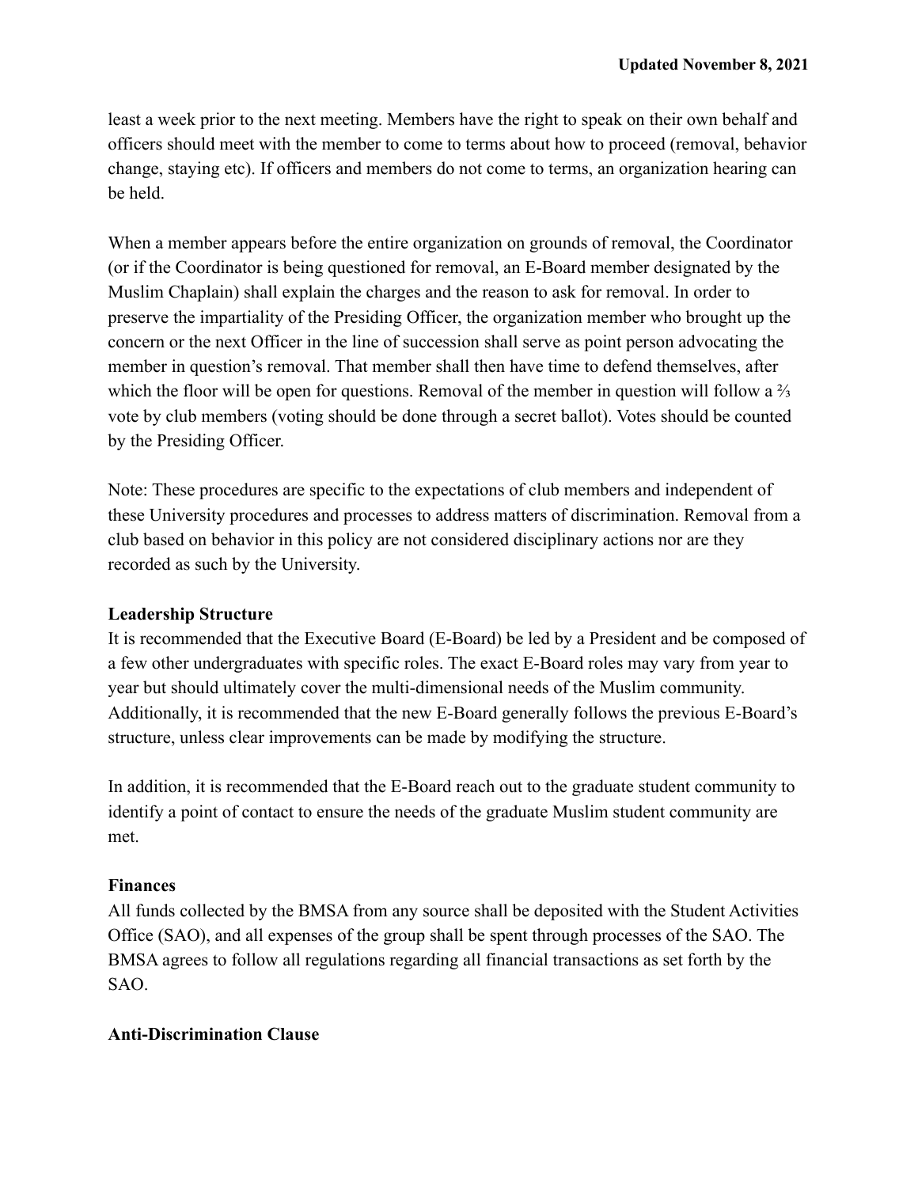least a week prior to the next meeting. Members have the right to speak on their own behalf and officers should meet with the member to come to terms about how to proceed (removal, behavior change, staying etc). If officers and members do not come to terms, an organization hearing can be held.

When a member appears before the entire organization on grounds of removal, the Coordinator (or if the Coordinator is being questioned for removal, an E-Board member designated by the Muslim Chaplain) shall explain the charges and the reason to ask for removal. In order to preserve the impartiality of the Presiding Officer, the organization member who brought up the concern or the next Officer in the line of succession shall serve as point person advocating the member in question's removal. That member shall then have time to defend themselves, after which the floor will be open for questions. Removal of the member in question will follow a ⅔ vote by club members (voting should be done through a secret ballot). Votes should be counted by the Presiding Officer.

Note: These procedures are specific to the expectations of club members and independent of these University procedures and processes to address matters of discrimination. Removal from a club based on behavior in this policy are not considered disciplinary actions nor are they recorded as such by the University.

**Leadership Structure**

It is recommended that the Executive Board (E-Board) be led by a President and be composed of a few other undergraduates with specific roles. The exact E-Board roles may vary from year to year but should ultimately cover the multi-dimensional needs of the Muslim community. Additionally, it is recommended that the new E-Board generally follows the previous E-Board's structure, unless clear improvements can be made by modifying the structure.

In addition, it is recommended that the E-Board reach out to the graduate student community to identify a point of contact to ensure the needs of the graduate Muslim student community are met.

**Finances**

All funds collected by the BMSA from any source shall be deposited with the Student Activities Office (SAO), and all expenses of the group shall be spent through processes of the SAO. The BMSA agrees to follow all regulations regarding all financial transactions as set forth by the SAO.

**Anti-Discrimination Clause**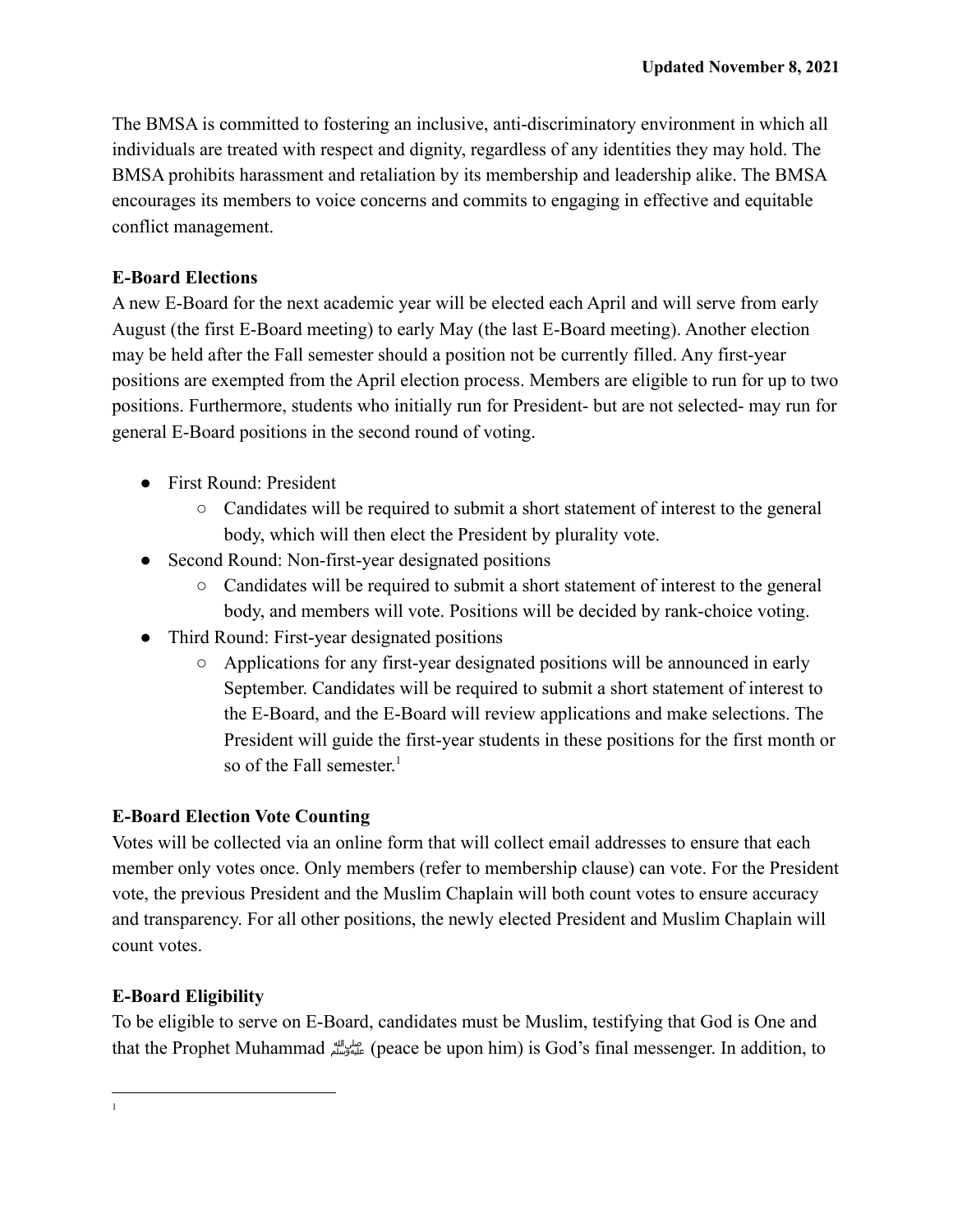**Updated November 8, 2021**

The BMSA is committed to fostering an inclusive, anti-discriminatory environment in which all individuals are treated with respect and dignity, regardless of any identities they may hold. The BMSA prohibits harassment and retaliation by its membership and leadership alike. The BMSA encourages its members to voice concerns and commits to engaging in effective and equitable conflict management.

**E-Board Elections**

A new E-Board for the next academic year will be elected each April and will serve from early August (the first E-Board meeting) to early May (the last E-Board meeting). Another election may be held after the Fall semester should a position not be currently filled. Any first-year positions are exempted from the April election process. Members are eligible to run for up to two positions. Furthermore, students who initially run for President- but are not selected- may run for general E-Board positions in the second round of voting.

- First Round: President
  - Candidates will be required to submit a short statement of interest to the general body, which will then elect the President by plurality vote.
- Second Round: Non-first-year designated positions
  - Candidates will be required to submit a short statement of interest to the general body, and members will vote. Positions will be decided by rank-choice voting.
- Third Round: First-year designated positions
  - Applications for any first-year designated positions will be announced in early September. Candidates will be required to submit a short statement of interest to the E-Board, and the E-Board will review applications and make selections. The President will guide the first-year students in these positions for the first month or so of the Fall semester.[1]

**E-Board Election Vote Counting**

Votes will be collected via an online form that will collect email addresses to ensure that each member only votes once. Only members (refer to membership clause) can vote. For the President vote, the previous President and the Muslim Chaplain will both count votes to ensure accuracy and transparency. For all other positions, the newly elected President and Muslim Chaplain will count votes.

**E-Board Eligibility**

To be eligible to serve on E-Board, candidates must be Muslim, testifying that God is One and that the Prophet Muhammad ﷺ (peace be upon him) is God's final messenger. In addition, to

[1]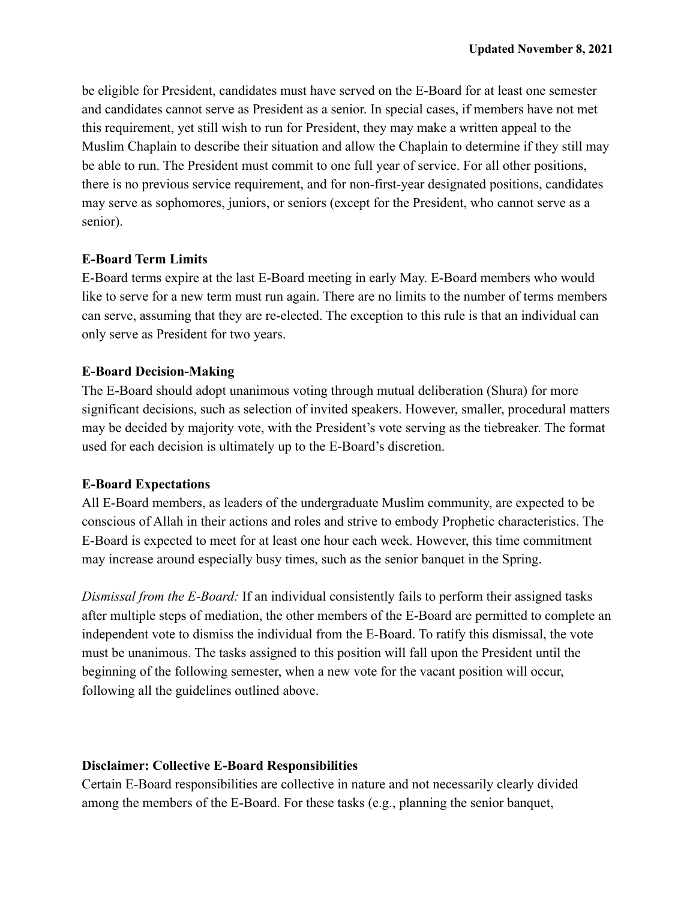be eligible for President, candidates must have served on the E-Board for at least one semester and candidates cannot serve as President as a senior. In special cases, if members have not met this requirement, yet still wish to run for President, they may make a written appeal to the Muslim Chaplain to describe their situation and allow the Chaplain to determine if they still may be able to run. The President must commit to one full year of service. For all other positions, there is no previous service requirement, and for non-first-year designated positions, candidates may serve as sophomores, juniors, or seniors (except for the President, who cannot serve as a senior).

**E-Board Term Limits**

E-Board terms expire at the last E-Board meeting in early May. E-Board members who would like to serve for a new term must run again. There are no limits to the number of terms members can serve, assuming that they are re-elected. The exception to this rule is that an individual can only serve as President for two years.

**E-Board Decision-Making**

The E-Board should adopt unanimous voting through mutual deliberation (Shura) for more significant decisions, such as selection of invited speakers. However, smaller, procedural matters may be decided by majority vote, with the President's vote serving as the tiebreaker. The format used for each decision is ultimately up to the E-Board's discretion.

**E-Board Expectations**

All E-Board members, as leaders of the undergraduate Muslim community, are expected to be conscious of Allah in their actions and roles and strive to embody Prophetic characteristics. The E-Board is expected to meet for at least one hour each week. However, this time commitment may increase around especially busy times, such as the senior banquet in the Spring.

*Dismissal from the E-Board:* If an individual consistently fails to perform their assigned tasks after multiple steps of mediation, the other members of the E-Board are permitted to complete an independent vote to dismiss the individual from the E-Board. To ratify this dismissal, the vote must be unanimous. The tasks assigned to this position will fall upon the President until the beginning of the following semester, when a new vote for the vacant position will occur, following all the guidelines outlined above.

**Disclaimer: Collective E-Board Responsibilities**

Certain E-Board responsibilities are collective in nature and not necessarily clearly divided among the members of the E-Board. For these tasks (e.g., planning the senior banquet,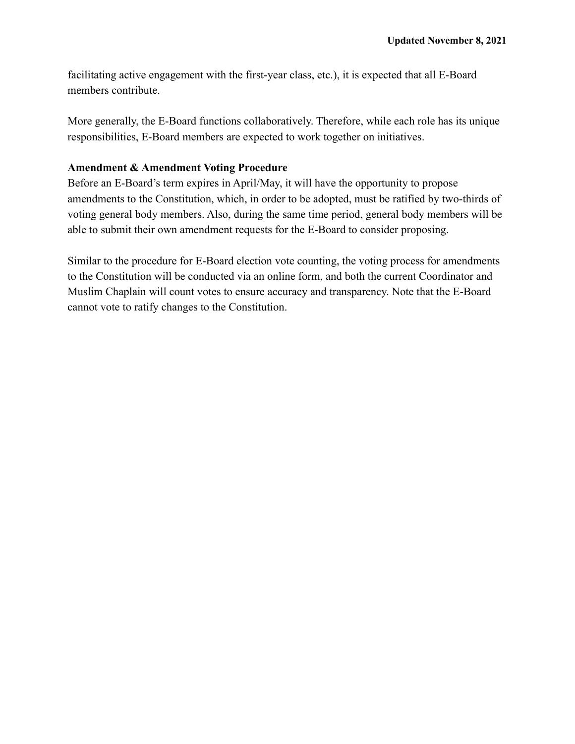facilitating active engagement with the first-year class, etc.), it is expected that all E-Board members contribute.

More generally, the E-Board functions collaboratively. Therefore, while each role has its unique responsibilities, E-Board members are expected to work together on initiatives.

**Amendment & Amendment Voting Procedure**

Before an E-Board's term expires in April/May, it will have the opportunity to propose amendments to the Constitution, which, in order to be adopted, must be ratified by two-thirds of voting general body members. Also, during the same time period, general body members will be able to submit their own amendment requests for the E-Board to consider proposing.

Similar to the procedure for E-Board election vote counting, the voting process for amendments to the Constitution will be conducted via an online form, and both the current Coordinator and Muslim Chaplain will count votes to ensure accuracy and transparency. Note that the E-Board cannot vote to ratify changes to the Constitution.